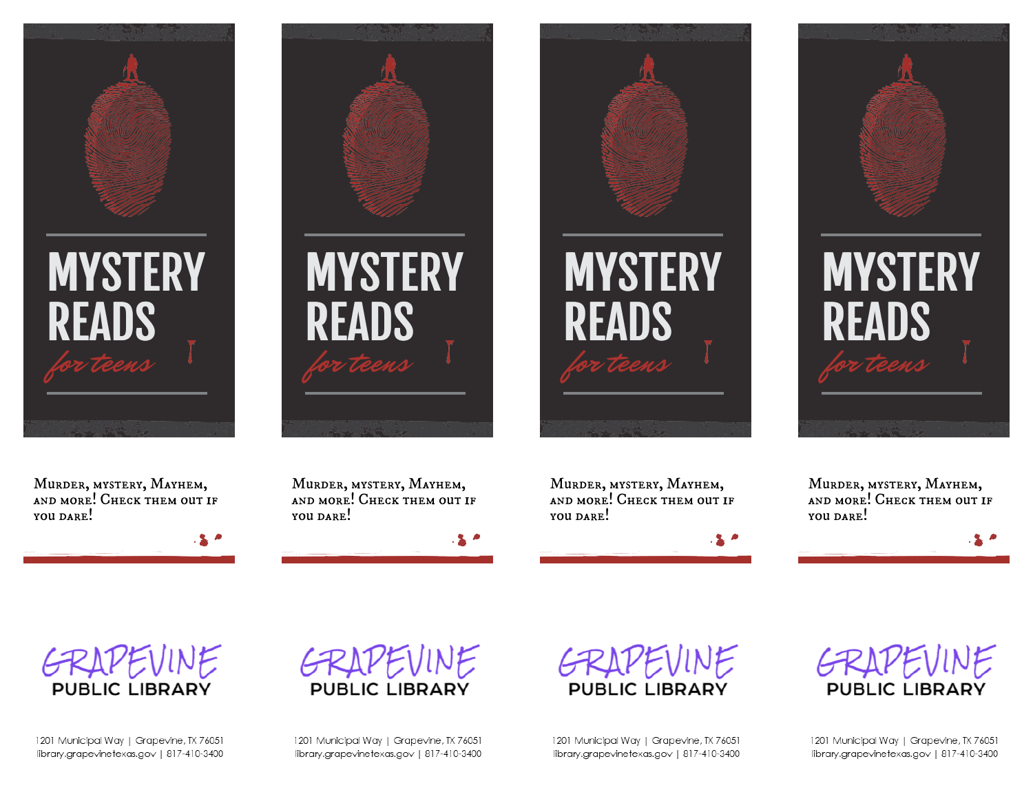# MYSTERY READS

*for teens*

Murder, mystery, Mayhem, and more! Check them out if you dare!

GRAPEVINE PUBLIC LIBRARY

1201 Municipal Way | Grapevine, TX 76051
library.grapevinetexas.gov | 817-410-3400

# MYSTERY READS

*for teens*

Murder, mystery, Mayhem, and more! Check them out if you dare!

GRAPEVINE PUBLIC LIBRARY

1201 Municipal Way | Grapevine, TX 76051
library.grapevinetexas.gov | 817-410-3400

# MYSTERY READS

*for teens*

Murder, mystery, Mayhem, and more! Check them out if you dare!

GRAPEVINE PUBLIC LIBRARY

1201 Municipal Way | Grapevine, TX 76051
library.grapevinetexas.gov | 817-410-3400

# MYSTERY READS

*for teens*

Murder, mystery, Mayhem, and more! Check them out if you dare!

GRAPEVINE PUBLIC LIBRARY

1201 Municipal Way | Grapevine, TX 76051
library.grapevinetexas.gov | 817-410-3400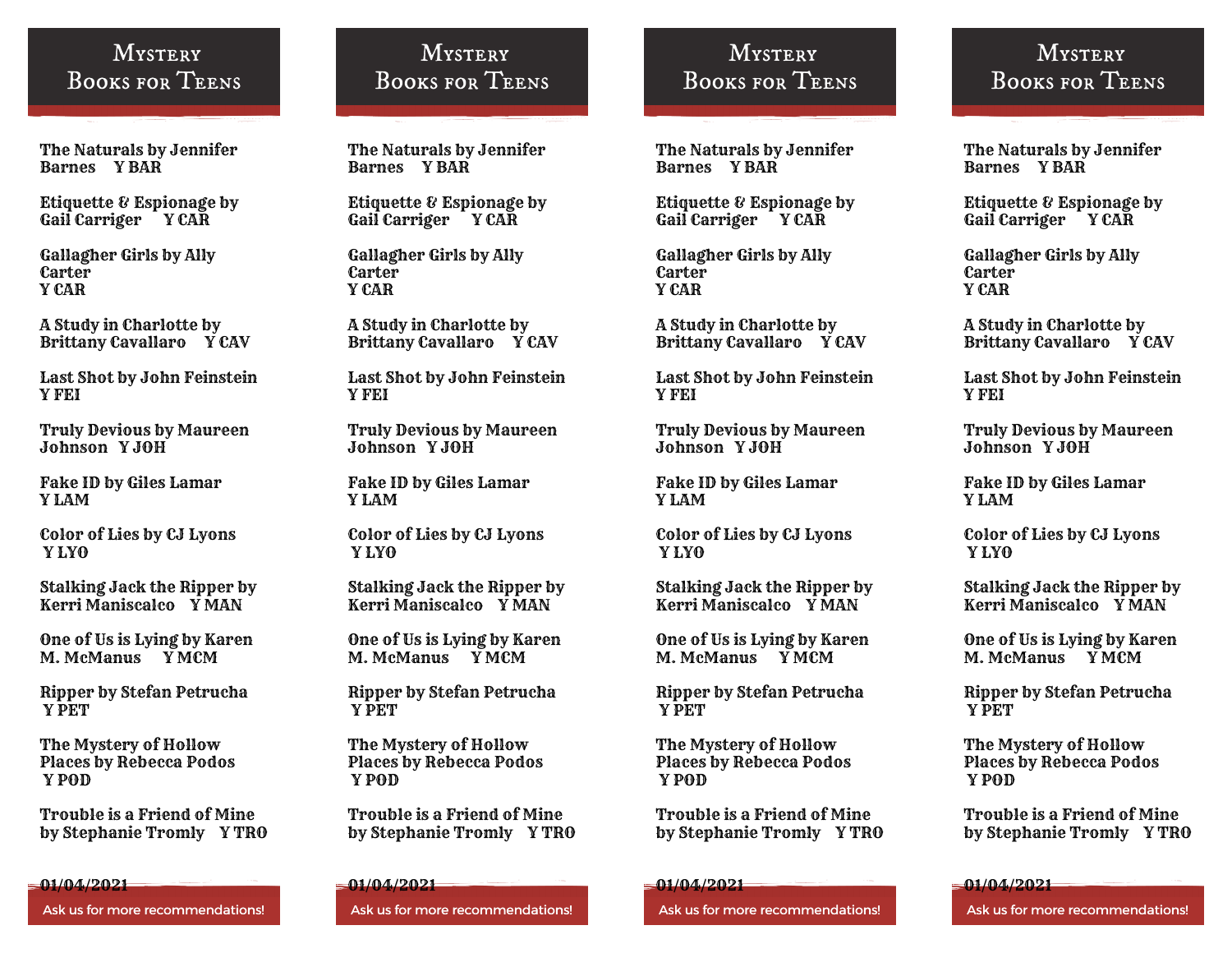# Mystery Books for Teens

The Naturals by Jennifer Barnes Y BAR

Etiquette & Espionage by Gail Carriger Y CAR

Gallagher Girls by Ally Carter Y CAR

A Study in Charlotte by Brittany Cavallaro Y CAV

Last Shot by John Feinstein Y FEI

Truly Devious by Maureen Johnson Y JOH

Fake ID by Giles Lamar Y LAM

Color of Lies by CJ Lyons Y LYO

Stalking Jack the Ripper by Kerri Maniscalco Y MAN

One of Us is Lying by Karen M. McManus Y MCM

Ripper by Stefan Petrucha Y PET

The Mystery of Hollow Places by Rebecca Podos Y POD

Trouble is a Friend of Mine by Stephanie Tromly Y TRO

01/04/2021

Ask us for more recommendations!

# Mystery Books for Teens

The Naturals by Jennifer Barnes Y BAR

Etiquette & Espionage by Gail Carriger Y CAR

Gallagher Girls by Ally Carter Y CAR

A Study in Charlotte by Brittany Cavallaro Y CAV

Last Shot by John Feinstein Y FEI

Truly Devious by Maureen Johnson Y JOH

Fake ID by Giles Lamar Y LAM

Color of Lies by CJ Lyons Y LYO

Stalking Jack the Ripper by Kerri Maniscalco Y MAN

One of Us is Lying by Karen M. McManus Y MCM

Ripper by Stefan Petrucha Y PET

The Mystery of Hollow Places by Rebecca Podos Y POD

Trouble is a Friend of Mine by Stephanie Tromly Y TRO

01/04/2021

Ask us for more recommendations!

# Mystery Books for Teens

The Naturals by Jennifer Barnes Y BAR

Etiquette & Espionage by Gail Carriger Y CAR

Gallagher Girls by Ally Carter Y CAR

A Study in Charlotte by Brittany Cavallaro Y CAV

Last Shot by John Feinstein Y FEI

Truly Devious by Maureen Johnson Y JOH

Fake ID by Giles Lamar Y LAM

Color of Lies by CJ Lyons Y LYO

Stalking Jack the Ripper by Kerri Maniscalco Y MAN

One of Us is Lying by Karen M. McManus Y MCM

Ripper by Stefan Petrucha Y PET

The Mystery of Hollow Places by Rebecca Podos Y POD

Trouble is a Friend of Mine by Stephanie Tromly Y TRO

01/04/2021

Ask us for more recommendations!

# Mystery Books for Teens

The Naturals by Jennifer Barnes Y BAR

Etiquette & Espionage by Gail Carriger Y CAR

Gallagher Girls by Ally Carter Y CAR

A Study in Charlotte by Brittany Cavallaro Y CAV

Last Shot by John Feinstein Y FEI

Truly Devious by Maureen Johnson Y JOH

Fake ID by Giles Lamar Y LAM

Color of Lies by CJ Lyons Y LYO

Stalking Jack the Ripper by Kerri Maniscalco Y MAN

One of Us is Lying by Karen M. McManus Y MCM

Ripper by Stefan Petrucha Y PET

The Mystery of Hollow Places by Rebecca Podos Y POD

Trouble is a Friend of Mine by Stephanie Tromly Y TRO

01/04/2021

Ask us for more recommendations!